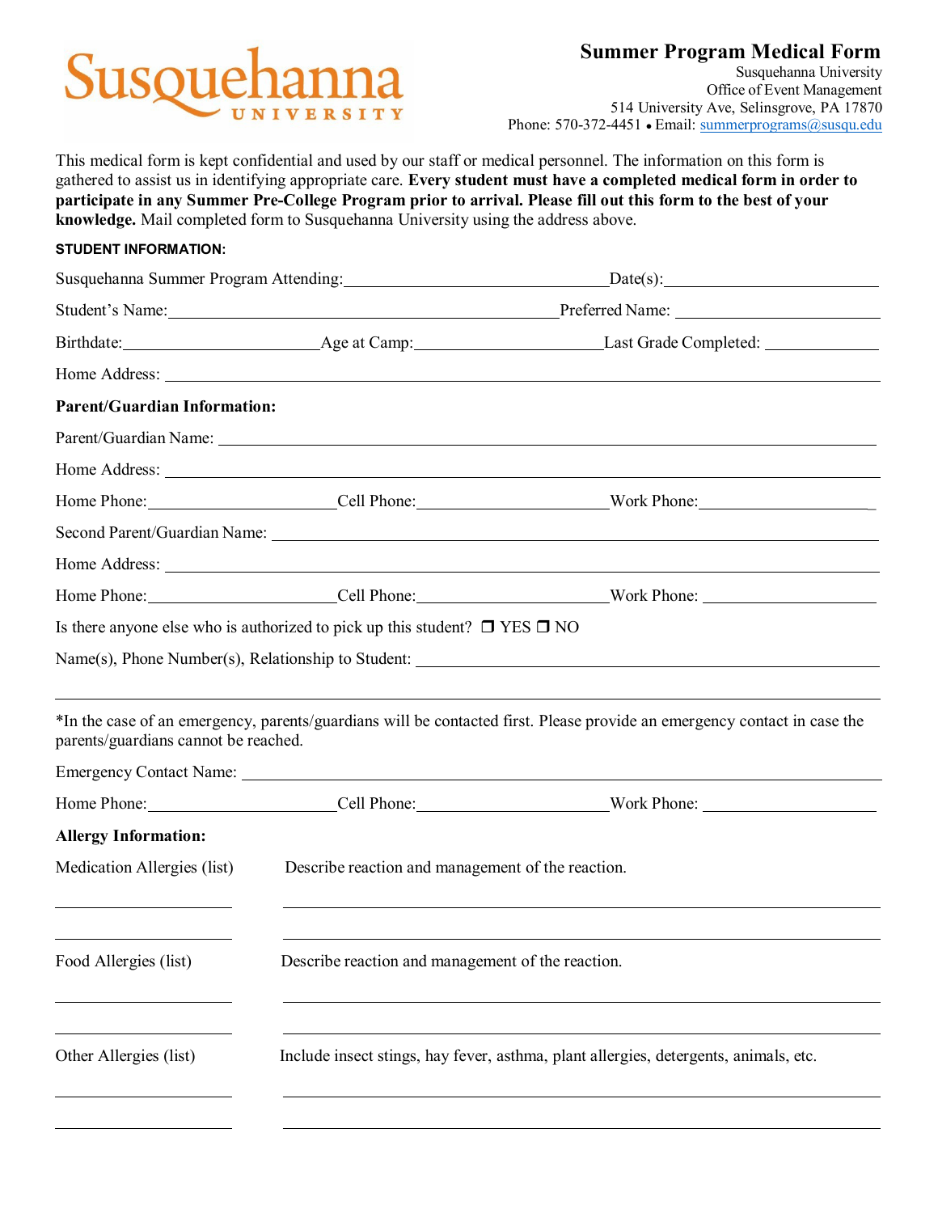Susquehanna University

# Summer Program Medical Form

Susquehanna University
Office of Event Management
514 University Ave, Selinsgrove, PA 17870
Phone: 570-372-4451 • Email: summerprograms@susqu.edu

This medical form is kept confidential and used by our staff or medical personnel. The information on this form is gathered to assist us in identifying appropriate care. **Every student must have a completed medical form in order to participate in any Summer Pre-College Program prior to arrival. Please fill out this form to the best of your knowledge.** Mail completed form to Susquehanna University using the address above.

**STUDENT INFORMATION:**

Susquehanna Summer Program Attending: ______________________ Date(s): ______________

Student's Name: ______________________________ Preferred Name: ______________

Birthdate: ______________ Age at Camp: ______________ Last Grade Completed: ________

Home Address: ____________________________________________

**Parent/Guardian Information:**

Parent/Guardian Name: ____________________________________________

Home Address: ____________________________________________

Home Phone: ______________ Cell Phone: ______________ Work Phone: ______________

Second Parent/Guardian Name: ____________________________________________

Home Address: ____________________________________________

Home Phone: ______________ Cell Phone: ______________ Work Phone: ______________

Is there anyone else who is authorized to pick up this student? ❒ YES ❒ NO

Name(s), Phone Number(s), Relationship to Student: ______________________________

____________________________________________

*In the case of an emergency, parents/guardians will be contacted first. Please provide an emergency contact in case the parents/guardians cannot be reached.

Emergency Contact Name: ____________________________________________

Home Phone: ______________ Cell Phone: ______________ Work Phone: ______________

**Allergy Information:**

Medication Allergies (list) — Describe reaction and management of the reaction.

______________ ______________________________

______________ ______________________________

Food Allergies (list) — Describe reaction and management of the reaction.

______________ ______________________________

______________ ______________________________

Other Allergies (list) — Include insect stings, hay fever, asthma, plant allergies, detergents, animals, etc.

______________ ______________________________

______________ ______________________________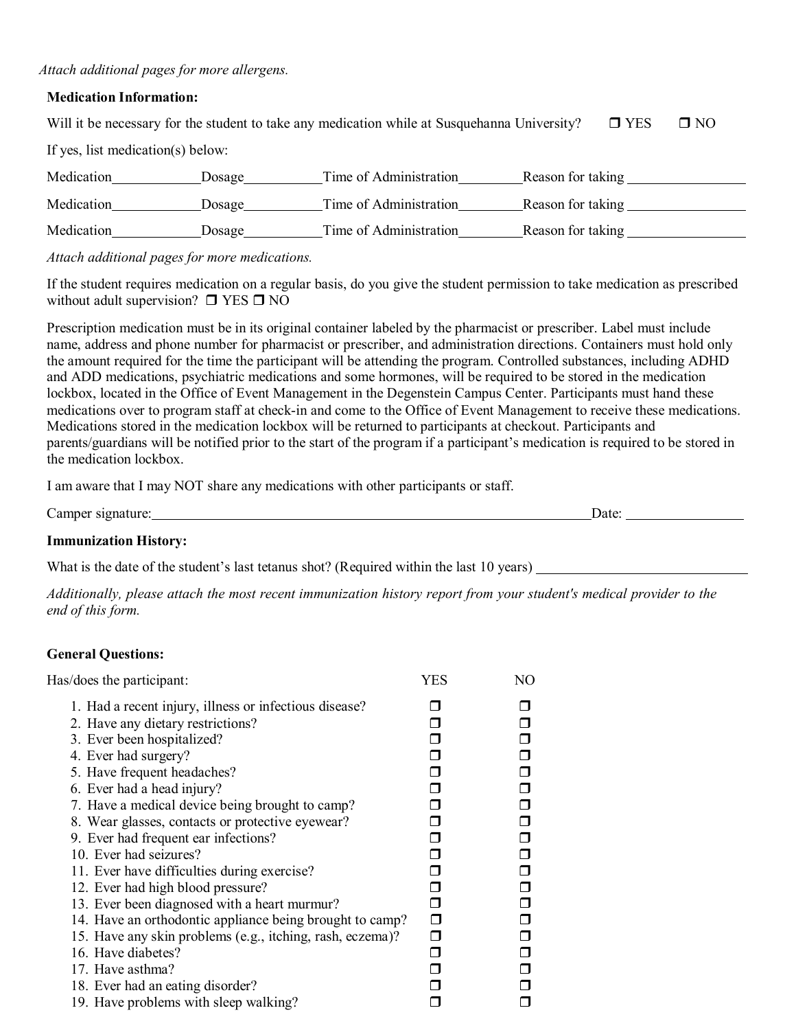*Attach additional pages for more allergens.*

**Medication Information:**

Will it be necessary for the student to take any medication while at Susquehanna University? ☐ YES ☐ NO

If yes, list medication(s) below:

Medication____________ Dosage__________ Time of Administration________ Reason for taking ________________

Medication____________ Dosage__________ Time of Administration________ Reason for taking ________________

Medication____________ Dosage__________ Time of Administration________ Reason for taking ________________

*Attach additional pages for more medications.*

If the student requires medication on a regular basis, do you give the student permission to take medication as prescribed without adult supervision? ☐ YES ☐ NO

Prescription medication must be in its original container labeled by the pharmacist or prescriber. Label must include name, address and phone number for pharmacist or prescriber, and administration directions. Containers must hold only the amount required for the time the participant will be attending the program. Controlled substances, including ADHD and ADD medications, psychiatric medications and some hormones, will be required to be stored in the medication lockbox, located in the Office of Event Management in the Degenstein Campus Center. Participants must hand these medications over to program staff at check-in and come to the Office of Event Management to receive these medications. Medications stored in the medication lockbox will be returned to participants at checkout. Participants and parents/guardians will be notified prior to the start of the program if a participant's medication is required to be stored in the medication lockbox.

I am aware that I may NOT share any medications with other participants or staff.

Camper signature:_____________________________________________________________ Date: ________________

**Immunization History:**

What is the date of the student's last tetanus shot? (Required within the last 10 years) ____________________________

*Additionally, please attach the most recent immunization history report from your student's medical provider to the end of this form.*

**General Questions:**

| Has/does the participant: | YES | NO |
|---|---|---|
| 1. Had a recent injury, illness or infectious disease? | ☐ | ☐ |
| 2. Have any dietary restrictions? | ☐ | ☐ |
| 3. Ever been hospitalized? | ☐ | ☐ |
| 4. Ever had surgery? | ☐ | ☐ |
| 5. Have frequent headaches? | ☐ | ☐ |
| 6. Ever had a head injury? | ☐ | ☐ |
| 7. Have a medical device being brought to camp? | ☐ | ☐ |
| 8. Wear glasses, contacts or protective eyewear? | ☐ | ☐ |
| 9. Ever had frequent ear infections? | ☐ | ☐ |
| 10. Ever had seizures? | ☐ | ☐ |
| 11. Ever have difficulties during exercise? | ☐ | ☐ |
| 12. Ever had high blood pressure? | ☐ | ☐ |
| 13. Ever been diagnosed with a heart murmur? | ☐ | ☐ |
| 14. Have an orthodontic appliance being brought to camp? | ☐ | ☐ |
| 15. Have any skin problems (e.g., itching, rash, eczema)? | ☐ | ☐ |
| 16. Have diabetes? | ☐ | ☐ |
| 17. Have asthma? | ☐ | ☐ |
| 18. Ever had an eating disorder? | ☐ | ☐ |
| 19. Have problems with sleep walking? | ☐ | ☐ |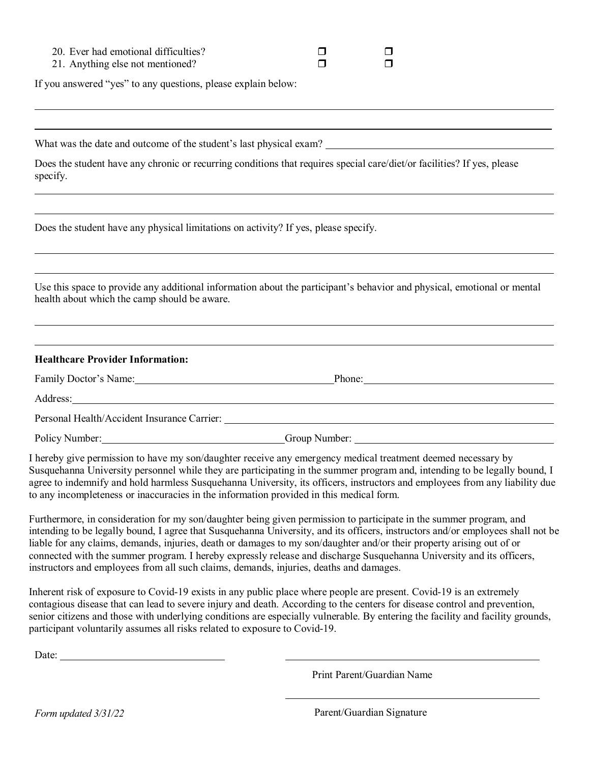20. Ever had emotional difficulties? ☐ ☐
21. Anything else not mentioned? ☐ ☐

If you answered "yes" to any questions, please explain below:

\_\_\_\_\_\_\_\_\_\_\_\_\_\_\_\_\_\_\_\_\_\_\_\_\_\_\_\_\_\_\_\_\_\_\_\_\_\_\_\_\_\_\_\_\_\_\_\_

\_\_\_\_\_\_\_\_\_\_\_\_\_\_\_\_\_\_\_\_\_\_\_\_\_\_\_\_\_\_\_\_\_\_\_\_\_\_\_\_\_\_\_\_\_\_\_\_

What was the date and outcome of the student's last physical exam? \_\_\_\_\_\_\_\_\_\_\_\_\_\_\_\_\_\_\_\_\_\_\_\_\_\_\_\_

Does the student have any chronic or recurring conditions that requires special care/diet/or facilities? If yes, please specify.

\_\_\_\_\_\_\_\_\_\_\_\_\_\_\_\_\_\_\_\_\_\_\_\_\_\_\_\_\_\_\_\_\_\_\_\_\_\_\_\_\_\_\_\_\_\_\_\_

\_\_\_\_\_\_\_\_\_\_\_\_\_\_\_\_\_\_\_\_\_\_\_\_\_\_\_\_\_\_\_\_\_\_\_\_\_\_\_\_\_\_\_\_\_\_\_\_

Does the student have any physical limitations on activity? If yes, please specify.

\_\_\_\_\_\_\_\_\_\_\_\_\_\_\_\_\_\_\_\_\_\_\_\_\_\_\_\_\_\_\_\_\_\_\_\_\_\_\_\_\_\_\_\_\_\_\_\_

\_\_\_\_\_\_\_\_\_\_\_\_\_\_\_\_\_\_\_\_\_\_\_\_\_\_\_\_\_\_\_\_\_\_\_\_\_\_\_\_\_\_\_\_\_\_\_\_

Use this space to provide any additional information about the participant's behavior and physical, emotional or mental health about which the camp should be aware.

\_\_\_\_\_\_\_\_\_\_\_\_\_\_\_\_\_\_\_\_\_\_\_\_\_\_\_\_\_\_\_\_\_\_\_\_\_\_\_\_\_\_\_\_\_\_\_\_

\_\_\_\_\_\_\_\_\_\_\_\_\_\_\_\_\_\_\_\_\_\_\_\_\_\_\_\_\_\_\_\_\_\_\_\_\_\_\_\_\_\_\_\_\_\_\_\_

**Healthcare Provider Information:**

Family Doctor's Name: \_\_\_\_\_\_\_\_\_\_\_\_\_\_\_\_\_\_\_\_\_\_\_\_ Phone: \_\_\_\_\_\_\_\_\_\_\_\_\_\_\_\_\_\_\_\_\_\_\_\_

Address: \_\_\_\_\_\_\_\_\_\_\_\_\_\_\_\_\_\_\_\_\_\_\_\_\_\_\_\_\_\_\_\_\_\_\_\_\_\_\_\_\_\_\_\_\_\_\_\_

Personal Health/Accident Insurance Carrier: \_\_\_\_\_\_\_\_\_\_\_\_\_\_\_\_\_\_\_\_\_\_\_\_\_\_\_\_

Policy Number: \_\_\_\_\_\_\_\_\_\_\_\_\_\_\_\_\_\_\_\_\_\_\_\_ Group Number: \_\_\_\_\_\_\_\_\_\_\_\_\_\_\_\_\_\_\_\_\_\_\_\_

I hereby give permission to have my son/daughter receive any emergency medical treatment deemed necessary by Susquehanna University personnel while they are participating in the summer program and, intending to be legally bound, I agree to indemnify and hold harmless Susquehanna University, its officers, instructors and employees from any liability due to any incompleteness or inaccuracies in the information provided in this medical form.

Furthermore, in consideration for my son/daughter being given permission to participate in the summer program, and intending to be legally bound, I agree that Susquehanna University, and its officers, instructors and/or employees shall not be liable for any claims, demands, injuries, death or damages to my son/daughter and/or their property arising out of or connected with the summer program. I hereby expressly release and discharge Susquehanna University and its officers, instructors and employees from all such claims, demands, injuries, deaths and damages.

Inherent risk of exposure to Covid-19 exists in any public place where people are present. Covid-19 is an extremely contagious disease that can lead to severe injury and death. According to the centers for disease control and prevention, senior citizens and those with underlying conditions are especially vulnerable. By entering the facility and facility grounds, participant voluntarily assumes all risks related to exposure to Covid-19.

Date: \_\_\_\_\_\_\_\_\_\_\_\_\_\_\_\_\_\_\_\_\_\_\_\_

\_\_\_\_\_\_\_\_\_\_\_\_\_\_\_\_\_\_\_\_\_\_\_\_\_\_\_\_
Print Parent/Guardian Name

\_\_\_\_\_\_\_\_\_\_\_\_\_\_\_\_\_\_\_\_\_\_\_\_\_\_\_\_
Parent/Guardian Signature

*Form updated 3/31/22*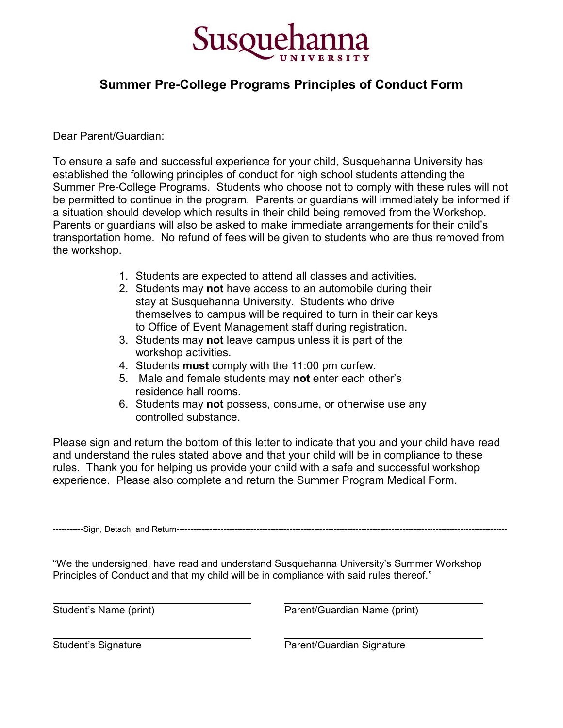# Susquehanna University

## Summer Pre-College Programs Principles of Conduct Form

Dear Parent/Guardian:

To ensure a safe and successful experience for your child, Susquehanna University has established the following principles of conduct for high school students attending the Summer Pre-College Programs. Students who choose not to comply with these rules will not be permitted to continue in the program. Parents or guardians will immediately be informed if a situation should develop which results in their child being removed from the Workshop. Parents or guardians will also be asked to make immediate arrangements for their child's transportation home. No refund of fees will be given to students who are thus removed from the workshop.

1. Students are expected to attend all classes and activities.
2. Students may **not** have access to an automobile during their stay at Susquehanna University. Students who drive themselves to campus will be required to turn in their car keys to Office of Event Management staff during registration.
3. Students may **not** leave campus unless it is part of the workshop activities.
4. Students **must** comply with the 11:00 pm curfew.
5. Male and female students may **not** enter each other's residence hall rooms.
6. Students may **not** possess, consume, or otherwise use any controlled substance.

Please sign and return the bottom of this letter to indicate that you and your child have read and understand the rules stated above and that your child will be in compliance to these rules. Thank you for helping us provide your child with a safe and successful workshop experience. Please also complete and return the Summer Program Medical Form.

-----------Sign, Detach, and Return-----------

"We the undersigned, have read and understand Susquehanna University's Summer Workshop Principles of Conduct and that my child will be in compliance with said rules thereof."

Student's Name (print) ______________________

Parent/Guardian Name (print) ______________________

Student's Signature ______________________

Parent/Guardian Signature ______________________